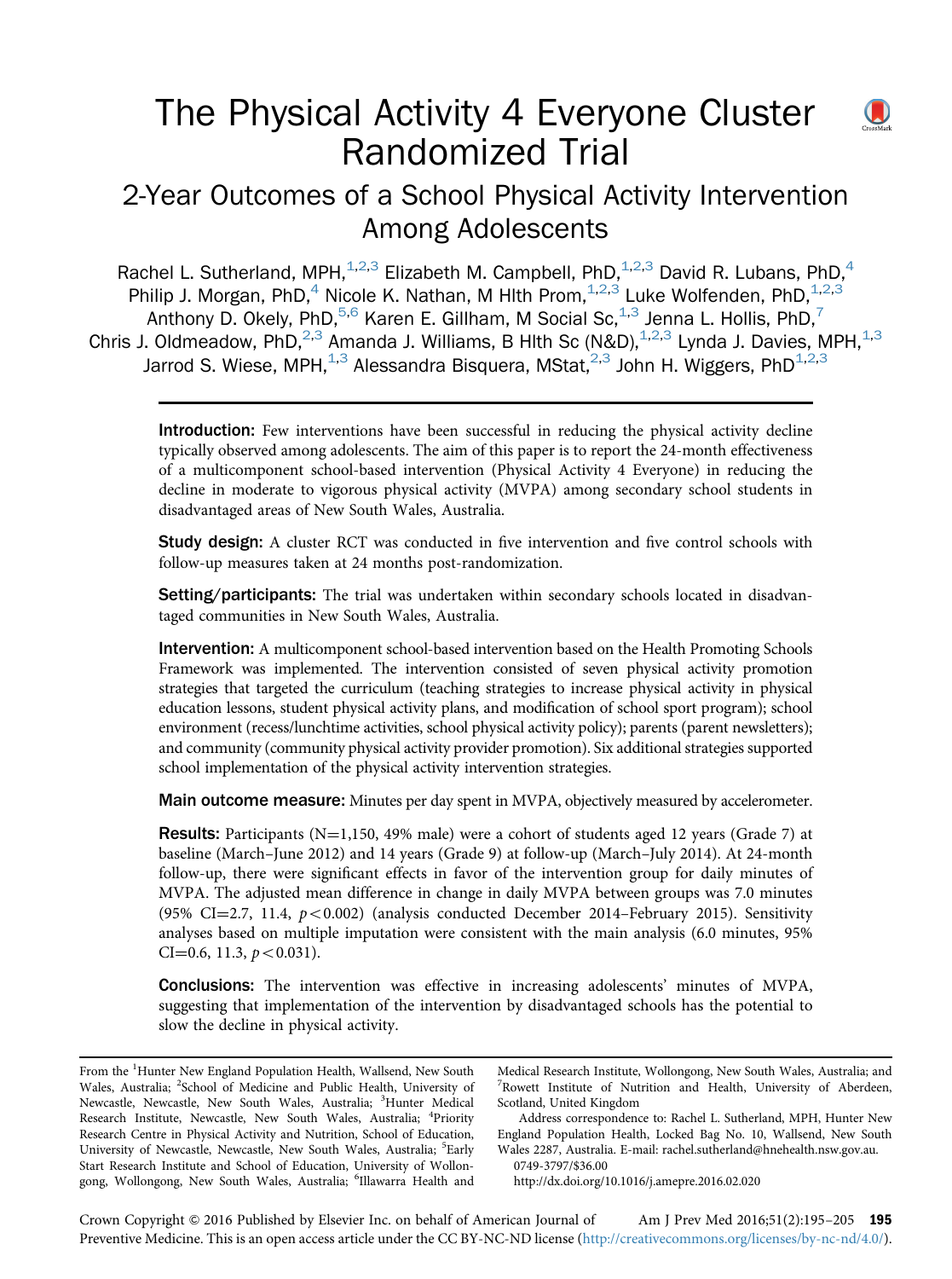# The Physical Activity 4 Everyone Cluster Randomized Trial

## 2-Year Outcomes of a School Physical Activity Intervention Among Adolescents

Rachel L. Sutherland, MPH,[1,2,3] Elizabeth M. Campbell, PhD,[1,2,3] David R. Lubans, PhD,[4] Philip J. Morgan, PhD,[4] Nicole K. Nathan, M Hlth Prom,[1,2,3] Luke Wolfenden, PhD,[1,2,3] Anthony D. Okely, PhD,[5,6] Karen E. Gillham, M Social Sc,[1,3] Jenna L. Hollis, PhD,[7] Chris J. Oldmeadow, PhD,[2,3] Amanda J. Williams, B Hlth Sc (N&D),[1,2,3] Lynda J. Davies, MPH,[1,3] Jarrod S. Wiese, MPH,[1,3] Alessandra Bisquera, MStat,[2,3] John H. Wiggers, PhD[1,2,3]

**Introduction:** Few interventions have been successful in reducing the physical activity decline typically observed among adolescents. The aim of this paper is to report the 24-month effectiveness of a multicomponent school-based intervention (Physical Activity 4 Everyone) in reducing the decline in moderate to vigorous physical activity (MVPA) among secondary school students in disadvantaged areas of New South Wales, Australia.

**Study design:** A cluster RCT was conducted in five intervention and five control schools with follow-up measures taken at 24 months post-randomization.

**Setting/participants:** The trial was undertaken within secondary schools located in disadvantaged communities in New South Wales, Australia.

**Intervention:** A multicomponent school-based intervention based on the Health Promoting Schools Framework was implemented. The intervention consisted of seven physical activity promotion strategies that targeted the curriculum (teaching strategies to increase physical activity in physical education lessons, student physical activity plans, and modification of school sport program); school environment (recess/lunchtime activities, school physical activity policy); parents (parent newsletters); and community (community physical activity provider promotion). Six additional strategies supported school implementation of the physical activity intervention strategies.

**Main outcome measure:** Minutes per day spent in MVPA, objectively measured by accelerometer.

**Results:** Participants (N=1,150, 49% male) were a cohort of students aged 12 years (Grade 7) at baseline (March–June 2012) and 14 years (Grade 9) at follow-up (March–July 2014). At 24-month follow-up, there were significant effects in favor of the intervention group for daily minutes of MVPA. The adjusted mean difference in change in daily MVPA between groups was 7.0 minutes (95% CI=2.7, 11.4, $p<0.002$) (analysis conducted December 2014–February 2015). Sensitivity analyses based on multiple imputation were consistent with the main analysis (6.0 minutes, 95% CI=0.6, 11.3, $p<0.031$).

**Conclusions:** The intervention was effective in increasing adolescents' minutes of MVPA, suggesting that implementation of the intervention by disadvantaged schools has the potential to slow the decline in physical activity.

From the [1]Hunter New England Population Health, Wallsend, New South Wales, Australia; [2]School of Medicine and Public Health, University of Newcastle, Newcastle, New South Wales, Australia; [3]Hunter Medical Research Institute, Newcastle, New South Wales, Australia; [4]Priority Research Centre in Physical Activity and Nutrition, School of Education, University of Newcastle, Newcastle, New South Wales, Australia; [5]Early Start Research Institute and School of Education, University of Wollongong, Wollongong, New South Wales, Australia; [6]Illawarra Health and Medical Research Institute, Wollongong, New South Wales, Australia; and [7]Rowett Institute of Nutrition and Health, University of Aberdeen, Scotland, United Kingdom

Address correspondence to: Rachel L. Sutherland, MPH, Hunter New England Population Health, Locked Bag No. 10, Wallsend, New South Wales 2287, Australia. E-mail: rachel.sutherland@hnehealth.nsw.gov.au.

0749-3797/$36.00

http://dx.doi.org/10.1016/j.amepre.2016.02.020

Crown Copyright © 2016 Published by Elsevier Inc. on behalf of American Journal of Preventive Medicine. This is an open access article under the CC BY-NC-ND license (http://creativecommons.org/licenses/by-nc-nd/4.0/).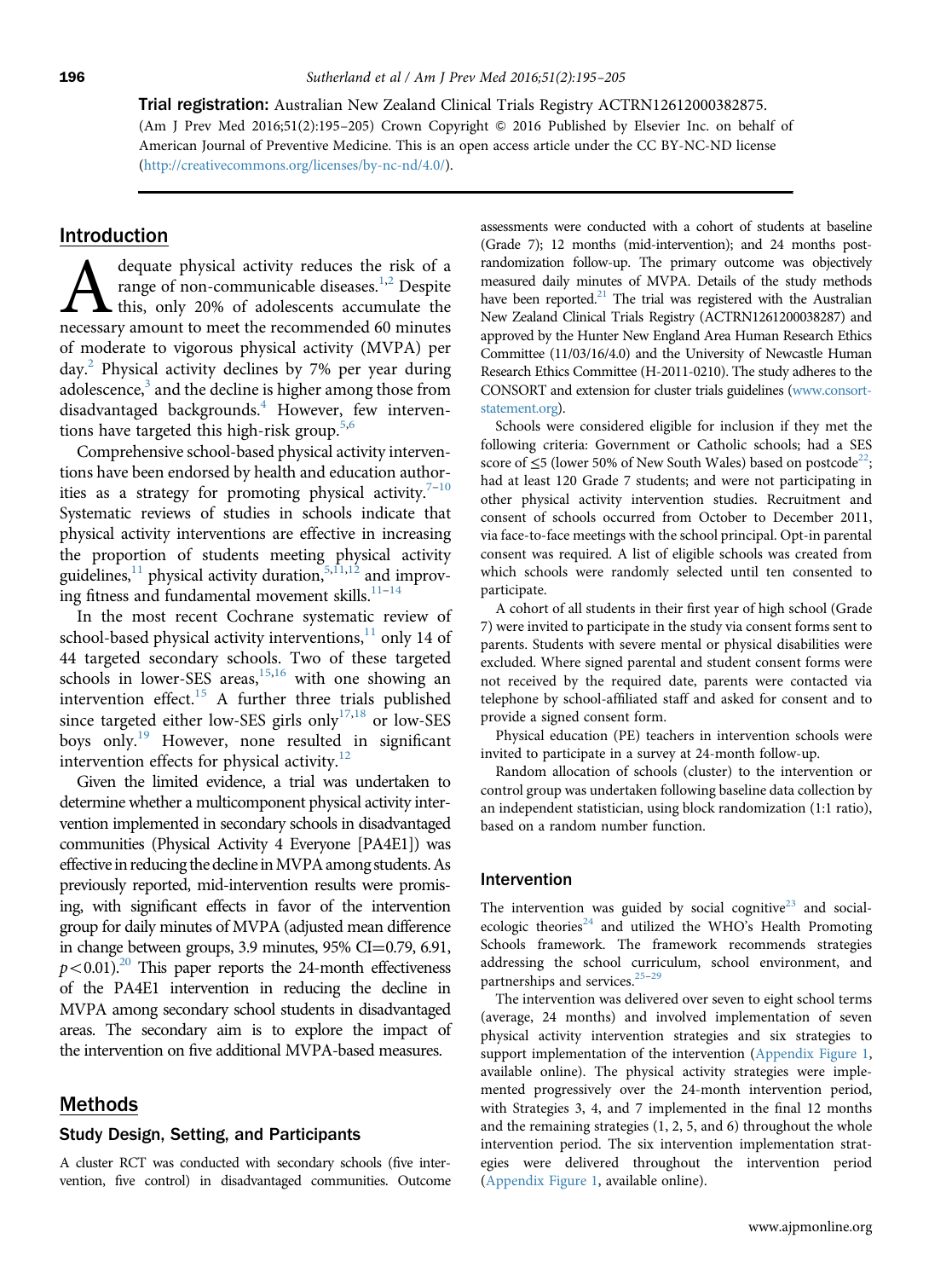**Trial registration:** Australian New Zealand Clinical Trials Registry ACTRN12612000382875.
(Am J Prev Med 2016;51(2):195–205) Crown Copyright © 2016 Published by Elsevier Inc. on behalf of American Journal of Preventive Medicine. This is an open access article under the CC BY-NC-ND license (http://creativecommons.org/licenses/by-nc-nd/4.0/).

## Introduction

Adequate physical activity reduces the risk of a range of non-communicable diseases.[1,2] Despite this, only 20% of adolescents accumulate the necessary amount to meet the recommended 60 minutes of moderate to vigorous physical activity (MVPA) per day.[2] Physical activity declines by 7% per year during adolescence,[3] and the decline is higher among those from disadvantaged backgrounds.[4] However, few interventions have targeted this high-risk group.[5,6]

Comprehensive school-based physical activity interventions have been endorsed by health and education authorities as a strategy for promoting physical activity.[7–10] Systematic reviews of studies in schools indicate that physical activity interventions are effective in increasing the proportion of students meeting physical activity guidelines,[11] physical activity duration,[5,11,12] and improving fitness and fundamental movement skills.[11–14]

In the most recent Cochrane systematic review of school-based physical activity interventions,[11] only 14 of 44 targeted secondary schools. Two of these targeted schools in lower-SES areas,[15,16] with one showing an intervention effect.[15] A further three trials published since targeted either low-SES girls only[17,18] or low-SES boys only.[19] However, none resulted in significant intervention effects for physical activity.[12]

Given the limited evidence, a trial was undertaken to determine whether a multicomponent physical activity intervention implemented in secondary schools in disadvantaged communities (Physical Activity 4 Everyone [PA4E1]) was effective in reducing the decline in MVPA among students. As previously reported, mid-intervention results were promising, with significant effects in favor of the intervention group for daily minutes of MVPA (adjusted mean difference in change between groups, 3.9 minutes, 95% CI=0.79, 6.91, $p<0.01$).[20] This paper reports the 24-month effectiveness of the PA4E1 intervention in reducing the decline in MVPA among secondary school students in disadvantaged areas. The secondary aim is to explore the impact of the intervention on five additional MVPA-based measures.

## Methods

### Study Design, Setting, and Participants

A cluster RCT was conducted with secondary schools (five intervention, five control) in disadvantaged communities. Outcome assessments were conducted with a cohort of students at baseline (Grade 7); 12 months (mid-intervention); and 24 months post-randomization follow-up. The primary outcome was objectively measured daily minutes of MVPA. Details of the study methods have been reported.[21] The trial was registered with the Australian New Zealand Clinical Trials Registry (ACTRN12612000382875) and approved by the Hunter New England Area Human Research Ethics Committee (11/03/16/4.0) and the University of Newcastle Human Research Ethics Committee (H-2011-0210). The study adheres to the CONSORT and extension for cluster trials guidelines (www.consort-statement.org).

Schools were considered eligible for inclusion if they met the following criteria: Government or Catholic schools; had a SES score of ≤5 (lower 50% of New South Wales) based on postcode[22]; had at least 120 Grade 7 students; and were not participating in other physical activity intervention studies. Recruitment and consent of schools occurred from October to December 2011, via face-to-face meetings with the school principal. Opt-in parental consent was required. A list of eligible schools was created from which schools were randomly selected until ten consented to participate.

A cohort of all students in their first year of high school (Grade 7) were invited to participate in the study via consent forms sent to parents. Students with severe mental or physical disabilities were excluded. Where signed parental and student consent forms were not received by the required date, parents were contacted via telephone by school-affiliated staff and asked for consent and to provide a signed consent form.

Physical education (PE) teachers in intervention schools were invited to participate in a survey at 24-month follow-up.

Random allocation of schools (cluster) to the intervention or control group was undertaken following baseline data collection by an independent statistician, using block randomization (1:1 ratio), based on a random number function.

### Intervention

The intervention was guided by social cognitive[23] and social-ecologic theories[24] and utilized the WHO's Health Promoting Schools framework. The framework recommends strategies addressing the school curriculum, school environment, and partnerships and services.[25–29]

The intervention was delivered over seven to eight school terms (average, 24 months) and involved implementation of seven physical activity intervention strategies and six strategies to support implementation of the intervention (Appendix Figure 1, available online). The physical activity strategies were implemented progressively over the 24-month intervention period, with Strategies 3, 4, and 7 implemented in the final 12 months and the remaining strategies (1, 2, 5, and 6) throughout the whole intervention period. The six intervention implementation strategies were delivered throughout the intervention period (Appendix Figure 1, available online).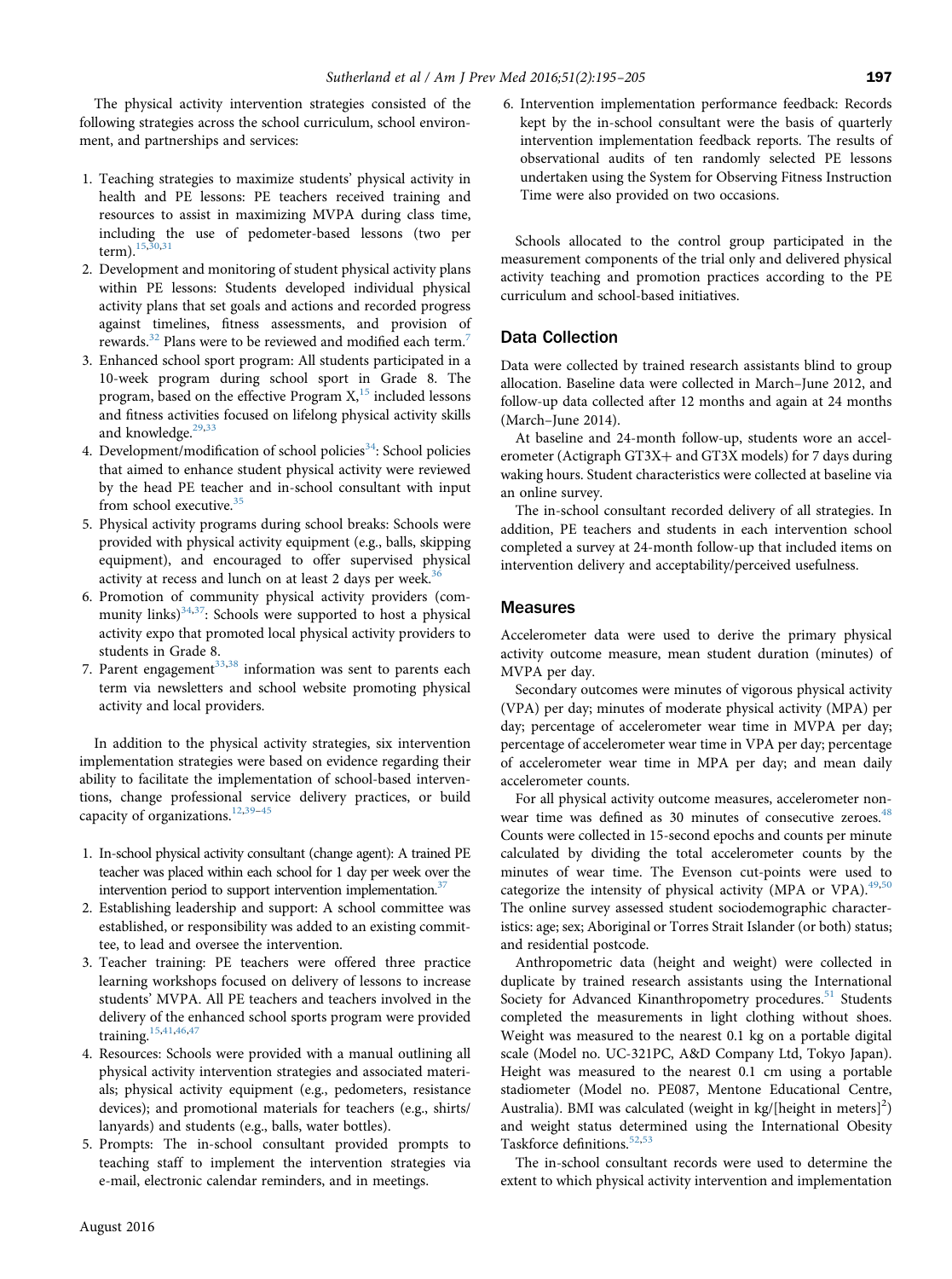The physical activity intervention strategies consisted of the following strategies across the school curriculum, school environment, and partnerships and services:

1. Teaching strategies to maximize students' physical activity in health and PE lessons: PE teachers received training and resources to assist in maximizing MVPA during class time, including the use of pedometer-based lessons (two per term).[15,30,31]
2. Development and monitoring of student physical activity plans within PE lessons: Students developed individual physical activity plans that set goals and actions and recorded progress against timelines, fitness assessments, and provision of rewards.[32] Plans were to be reviewed and modified each term.[7]
3. Enhanced school sport program: All students participated in a 10-week program during school sport in Grade 8. The program, based on the effective Program X,[15] included lessons and fitness activities focused on lifelong physical activity skills and knowledge.[29,33]
4. Development/modification of school policies[34]: School policies that aimed to enhance student physical activity were reviewed by the head PE teacher and in-school consultant with input from school executive.[35]
5. Physical activity programs during school breaks: Schools were provided with physical activity equipment (e.g., balls, skipping equipment), and encouraged to offer supervised physical activity at recess and lunch on at least 2 days per week.[36]
6. Promotion of community physical activity providers (community links)[34,37]: Schools were supported to host a physical activity expo that promoted local physical activity providers to students in Grade 8.
7. Parent engagement[33,38] information was sent to parents each term via newsletters and school website promoting physical activity and local providers.

In addition to the physical activity strategies, six intervention implementation strategies were based on evidence regarding their ability to facilitate the implementation of school-based interventions, change professional service delivery practices, or build capacity of organizations.[12,39–45]

1. In-school physical activity consultant (change agent): A trained PE teacher was placed within each school for 1 day per week over the intervention period to support intervention implementation.[37]
2. Establishing leadership and support: A school committee was established, or responsibility was added to an existing committee, to lead and oversee the intervention.
3. Teacher training: PE teachers were offered three practice learning workshops focused on delivery of lessons to increase students' MVPA. All PE teachers and teachers involved in the delivery of the enhanced school sports program were provided training.[15,41,46,47]
4. Resources: Schools were provided with a manual outlining all physical activity intervention strategies and associated materials; physical activity equipment (e.g., pedometers, resistance devices); and promotional materials for teachers (e.g., shirts/lanyards) and students (e.g., balls, water bottles).
5. Prompts: The in-school consultant provided prompts to teaching staff to implement the intervention strategies via e-mail, electronic calendar reminders, and in meetings.
6. Intervention implementation performance feedback: Records kept by the in-school consultant were the basis of quarterly intervention implementation feedback reports. The results of observational audits of ten randomly selected PE lessons undertaken using the System for Observing Fitness Instruction Time were also provided on two occasions.

Schools allocated to the control group participated in the measurement components of the trial only and delivered physical activity teaching and promotion practices according to the PE curriculum and school-based initiatives.

## Data Collection

Data were collected by trained research assistants blind to group allocation. Baseline data were collected in March–June 2012, and follow-up data collected after 12 months and again at 24 months (March–June 2014).

At baseline and 24-month follow-up, students wore an accelerometer (Actigraph GT3X+ and GT3X models) for 7 days during waking hours. Student characteristics were collected at baseline via an online survey.

The in-school consultant recorded delivery of all strategies. In addition, PE teachers and students in each intervention school completed a survey at 24-month follow-up that included items on intervention delivery and acceptability/perceived usefulness.

## Measures

Accelerometer data were used to derive the primary physical activity outcome measure, mean student duration (minutes) of MVPA per day.

Secondary outcomes were minutes of vigorous physical activity (VPA) per day; minutes of moderate physical activity (MPA) per day; percentage of accelerometer wear time in MVPA per day; percentage of accelerometer wear time in VPA per day; percentage of accelerometer wear time in MPA per day; and mean daily accelerometer counts.

For all physical activity outcome measures, accelerometer nonwear time was defined as 30 minutes of consecutive zeroes.[48] Counts were collected in 15-second epochs and counts per minute calculated by dividing the total accelerometer counts by the minutes of wear time. The Evenson cut-points were used to categorize the intensity of physical activity (MPA or VPA).[49,50] The online survey assessed student sociodemographic characteristics: age; sex; Aboriginal or Torres Strait Islander (or both) status; and residential postcode.

Anthropometric data (height and weight) were collected in duplicate by trained research assistants using the International Society for Advanced Kinanthropometry procedures.[51] Students completed the measurements in light clothing without shoes. Weight was measured to the nearest 0.1 kg on a portable digital scale (Model no. UC-321PC, A&D Company Ltd, Tokyo Japan). Height was measured to the nearest 0.1 cm using a portable stadiometer (Model no. PE087, Mentone Educational Centre, Australia). BMI was calculated (weight in kg/[height in meters]$^2$) and weight status determined using the International Obesity Taskforce definitions.[52,53]

The in-school consultant records were used to determine the extent to which physical activity intervention and implementation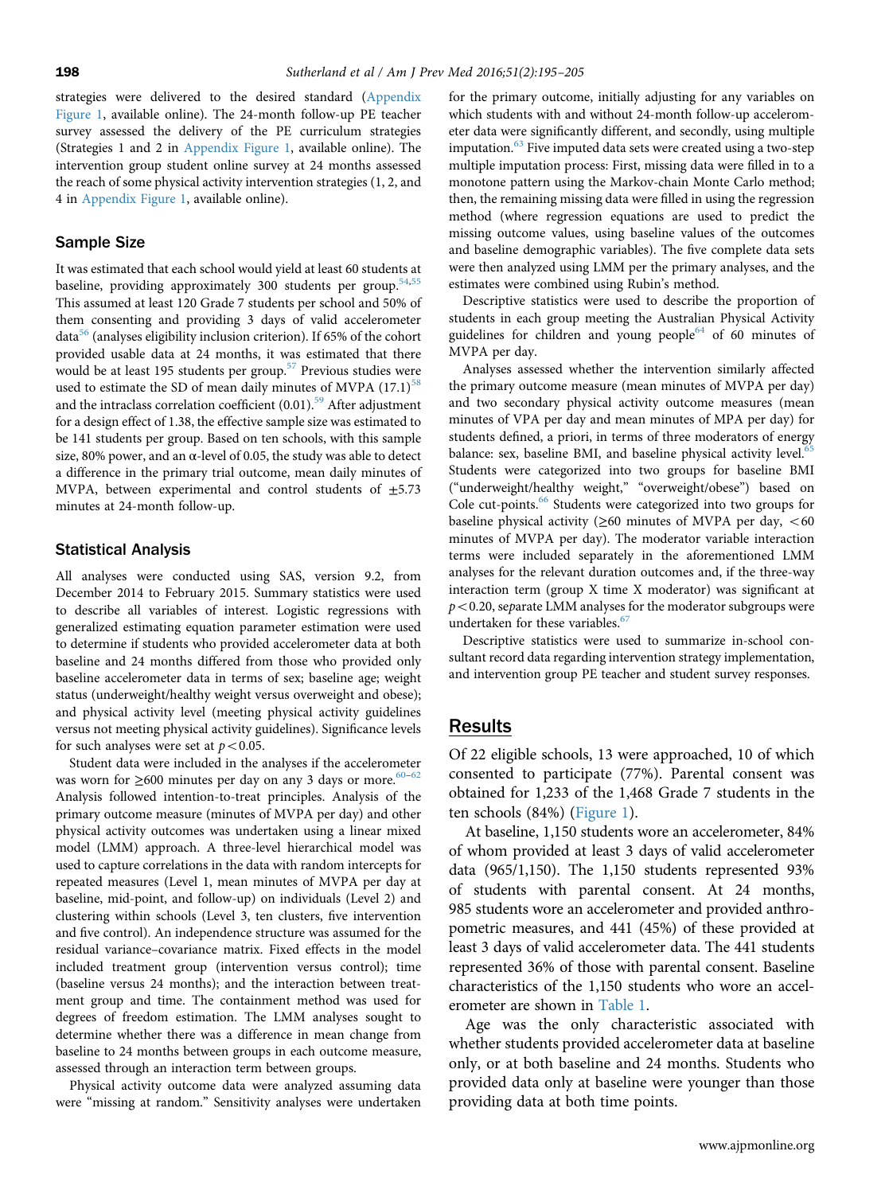strategies were delivered to the desired standard (Appendix Figure 1, available online). The 24-month follow-up PE teacher survey assessed the delivery of the PE curriculum strategies (Strategies 1 and 2 in Appendix Figure 1, available online). The intervention group student online survey at 24 months assessed the reach of some physical activity intervention strategies (1, 2, and 4 in Appendix Figure 1, available online).

## Sample Size

It was estimated that each school would yield at least 60 students at baseline, providing approximately 300 students per group.[54,55] This assumed at least 120 Grade 7 students per school and 50% of them consenting and providing 3 days of valid accelerometer data[56] (analyses eligibility inclusion criterion). If 65% of the cohort provided usable data at 24 months, it was estimated that there would be at least 195 students per group.[57] Previous studies were used to estimate the SD of mean daily minutes of MVPA (17.1)[58] and the intraclass correlation coefficient (0.01).[59] After adjustment for a design effect of 1.38, the effective sample size was estimated to be 141 students per group. Based on ten schools, with this sample size, 80% power, and an α-level of 0.05, the study was able to detect a difference in the primary trial outcome, mean daily minutes of MVPA, between experimental and control students of ±5.73 minutes at 24-month follow-up.

## Statistical Analysis

All analyses were conducted using SAS, version 9.2, from December 2014 to February 2015. Summary statistics were used to describe all variables of interest. Logistic regressions with generalized estimating equation parameter estimation were used to determine if students who provided accelerometer data at both baseline and 24 months differed from those who provided only baseline accelerometer data in terms of sex; baseline age; weight status (underweight/healthy weight versus overweight and obese); and physical activity level (meeting physical activity guidelines versus not meeting physical activity guidelines). Significance levels for such analyses were set at $p<0.05$.

Student data were included in the analyses if the accelerometer was worn for ≥600 minutes per day on any 3 days or more.[60–62] Analysis followed intention-to-treat principles. Analysis of the primary outcome measure (minutes of MVPA per day) and other physical activity outcomes was undertaken using a linear mixed model (LMM) approach. A three-level hierarchical model was used to capture correlations in the data with random intercepts for repeated measures (Level 1, mean minutes of MVPA per day at baseline, mid-point, and follow-up) on individuals (Level 2) and clustering within schools (Level 3, ten clusters, five intervention and five control). An independence structure was assumed for the residual variance–covariance matrix. Fixed effects in the model included treatment group (intervention versus control); time (baseline versus 24 months); and the interaction between treatment group and time. The containment method was used for degrees of freedom estimation. The LMM analyses sought to determine whether there was a difference in mean change from baseline to 24 months between groups in each outcome measure, assessed through an interaction term between groups.

Physical activity outcome data were analyzed assuming data "missing at random." Sensitivity analyses were undertaken for the primary outcome, initially adjusting for any variables on which students with and without 24-month follow-up accelerometer data were significantly different, and secondly, using multiple imputation.[63] Five imputed data sets were created using a two-step multiple imputation process: First, missing data were filled in to a monotone pattern using the Markov-chain Monte Carlo method; then, the remaining missing data were filled in using the regression method (where regression equations are used to predict the missing outcome values, using baseline values of the outcomes and baseline demographic variables). The five complete data sets were then analyzed using LMM per the primary analyses, and the estimates were combined using Rubin's method.

Descriptive statistics were used to describe the proportion of students in each group meeting the Australian Physical Activity guidelines for children and young people[64] of 60 minutes of MVPA per day.

Analyses assessed whether the intervention similarly affected the primary outcome measure (mean minutes of MVPA per day) and two secondary physical activity outcome measures (mean minutes of VPA per day and mean minutes of MPA per day) for students defined, a priori, in terms of three moderators of energy balance: sex, baseline BMI, and baseline physical activity level.[65] Students were categorized into two groups for baseline BMI ("underweight/healthy weight," "overweight/obese") based on Cole cut-points.[66] Students were categorized into two groups for baseline physical activity (≥60 minutes of MVPA per day, <60 minutes of MVPA per day). The moderator variable interaction terms were included separately in the aforementioned LMM analyses for the relevant duration outcomes and, if the three-way interaction term (group X time X moderator) was significant at $p<0.20$, separate LMM analyses for the moderator subgroups were undertaken for these variables.[67]

Descriptive statistics were used to summarize in-school consultant record data regarding intervention strategy implementation, and intervention group PE teacher and student survey responses.

# Results

Of 22 eligible schools, 13 were approached, 10 of which consented to participate (77%). Parental consent was obtained for 1,233 of the 1,468 Grade 7 students in the ten schools (84%) (Figure 1).

At baseline, 1,150 students wore an accelerometer, 84% of whom provided at least 3 days of valid accelerometer data (965/1,150). The 1,150 students represented 93% of students with parental consent. At 24 months, 985 students wore an accelerometer and provided anthropometric measures, and 441 (45%) of these provided at least 3 days of valid accelerometer data. The 441 students represented 36% of those with parental consent. Baseline characteristics of the 1,150 students who wore an accelerometer are shown in Table 1.

Age was the only characteristic associated with whether students provided accelerometer data at baseline only, or at both baseline and 24 months. Students who provided data only at baseline were younger than those providing data at both time points.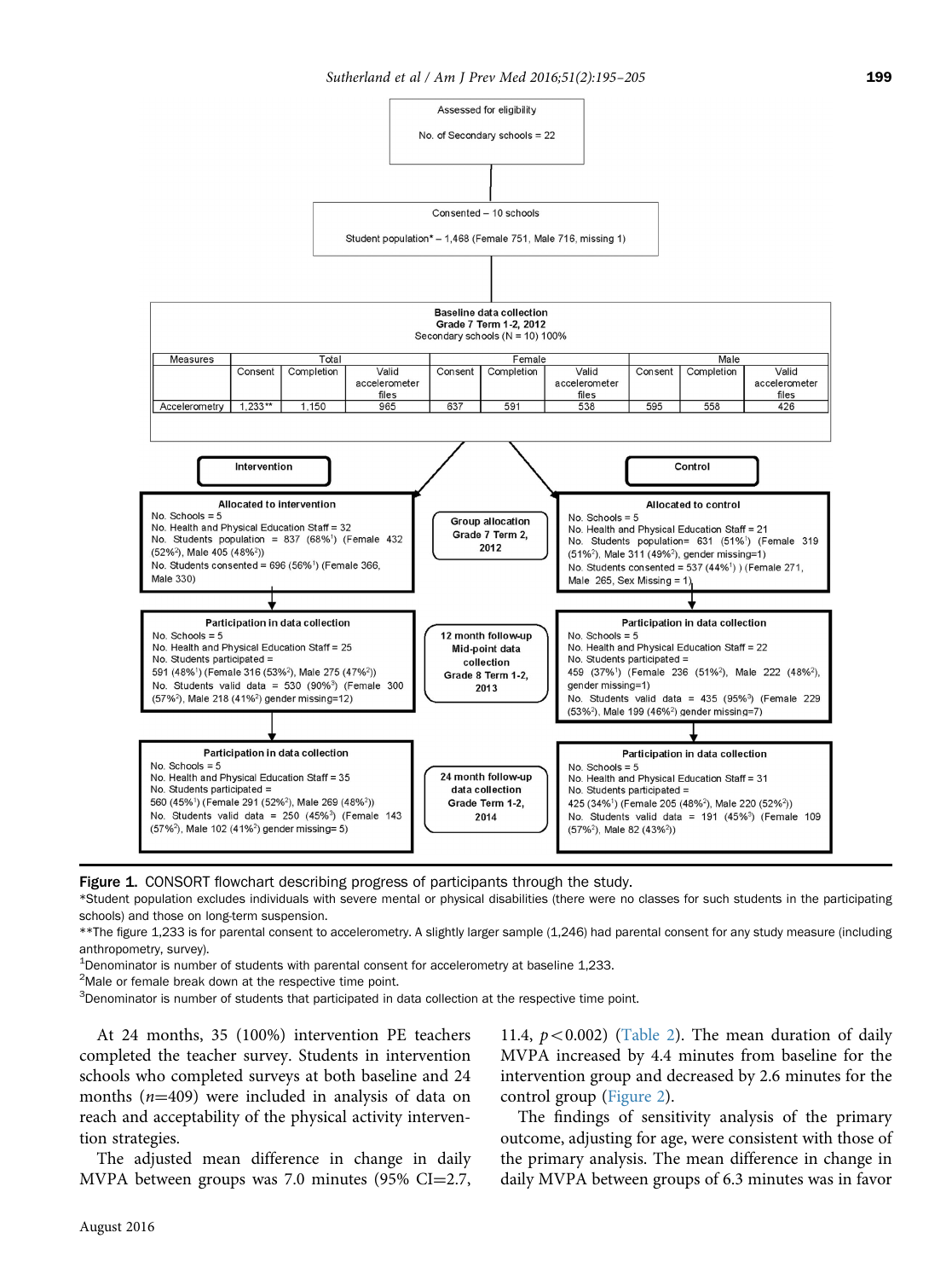Assessed for eligibility

No. of Secondary schools = 22

Consented – 10 schools

Student population* – 1,468 (Female 751, Male 716, missing 1)

Baseline data collection
Grade 7 Term 1-2, 2012
Secondary schools (N = 10) 100%

| Measures | Total | | | Female | | | Male | | |
|---|---|---|---|---|---|---|---|---|---|
| | Consent | Completion | Valid accelerometer files | Consent | Completion | Valid accelerometer files | Consent | Completion | Valid accelerometer files |
| Accelerometry | 1,233** | 1,150 | 965 | 637 | 591 | 538 | 595 | 558 | 426 |

Intervention

Control

Group allocation
Grade 7 Term 2, 2012

**Allocated to intervention**
No. Schools = 5
No. Health and Physical Education Staff = 32
No. Students population = 837 (68%[1]) (Female 432 (52%[2]), Male 405 (48%[2]))
No. Students consented = 696 (56%[1]) (Female 366, Male 330)

**Allocated to control**
No. Schools = 5
No. Health and Physical Education Staff = 21
No. Students population= 631 (51%[1]) (Female 319 (51%[2]), Male 311 (49%[2]), gender missing=1)
No. Students consented = 537 (44%[1]) ) (Female 271, Male 265, Sex Missing = 1)

12 month follow-up
Mid-point data collection
Grade 8 Term 1-2, 2013

**Participation in data collection**
No. Schools = 5
No. Health and Physical Education Staff = 25
No. Students participated =
591 (48%[1]) (Female 316 (53%[2]), Male 275 (47%[2]))
No. Students valid data = 530 (90%[3]) (Female 300 (57%[2]), Male 218 (41%[2]) gender missing=12)

**Participation in data collection**
No. Schools = 5
No. Health and Physical Education Staff = 22
No. Students participated =
459 (37%[1]) (Female 236 (51%[2]), Male 222 (48%[2]), gender missing=1)
No. Students valid data = 435 (95%[3]) (Female 229 (53%[2]), Male 199 (46%[2]) gender missing=7)

24 month follow-up
data collection
Grade Term 1-2, 2014

**Participation in data collection**
No. Schools = 5
No. Health and Physical Education Staff = 35
No. Students participated =
560 (45%[1]) (Female 291 (52%[2]), Male 269 (48%[2]))
No. Students valid data = 250 (45%[3]) (Female 143 (57%[2]), Male 102 (41%[2]) gender missing= 5)

**Participation in data collection**
No. Schools = 5
No. Health and Physical Education Staff = 31
No. Students participated =
425 (34%[1]) (Female 205 (48%[2]), Male 220 (52%[2]))
No. Students valid data = 191 (45%[3]) (Female 109 (57%[2]), Male 82 (43%[2]))

**Figure 1.** CONSORT flowchart describing progress of participants through the study.

*Student population excludes individuals with severe mental or physical disabilities (there were no classes for such students in the participating schools) and those on long-term suspension.

**The figure 1,233 is for parental consent to accelerometry. A slightly larger sample (1,246) had parental consent for any study measure (including anthropometry, survey).

[1]Denominator is number of students with parental consent for accelerometry at baseline 1,233.

[2]Male or female break down at the respective time point.

[3]Denominator is number of students that participated in data collection at the respective time point.

At 24 months, 35 (100%) intervention PE teachers completed the teacher survey. Students in intervention schools who completed surveys at both baseline and 24 months ($n$=409) were included in analysis of data on reach and acceptability of the physical activity intervention strategies.

The adjusted mean difference in change in daily MVPA between groups was 7.0 minutes (95% CI=2.7, 11.4, $p<0.002$) (Table 2). The mean duration of daily MVPA increased by 4.4 minutes from baseline for the intervention group and decreased by 2.6 minutes for the control group (Figure 2).

The findings of sensitivity analysis of the primary outcome, adjusting for age, were consistent with those of the primary analysis. The mean difference in change in daily MVPA between groups of 6.3 minutes was in favor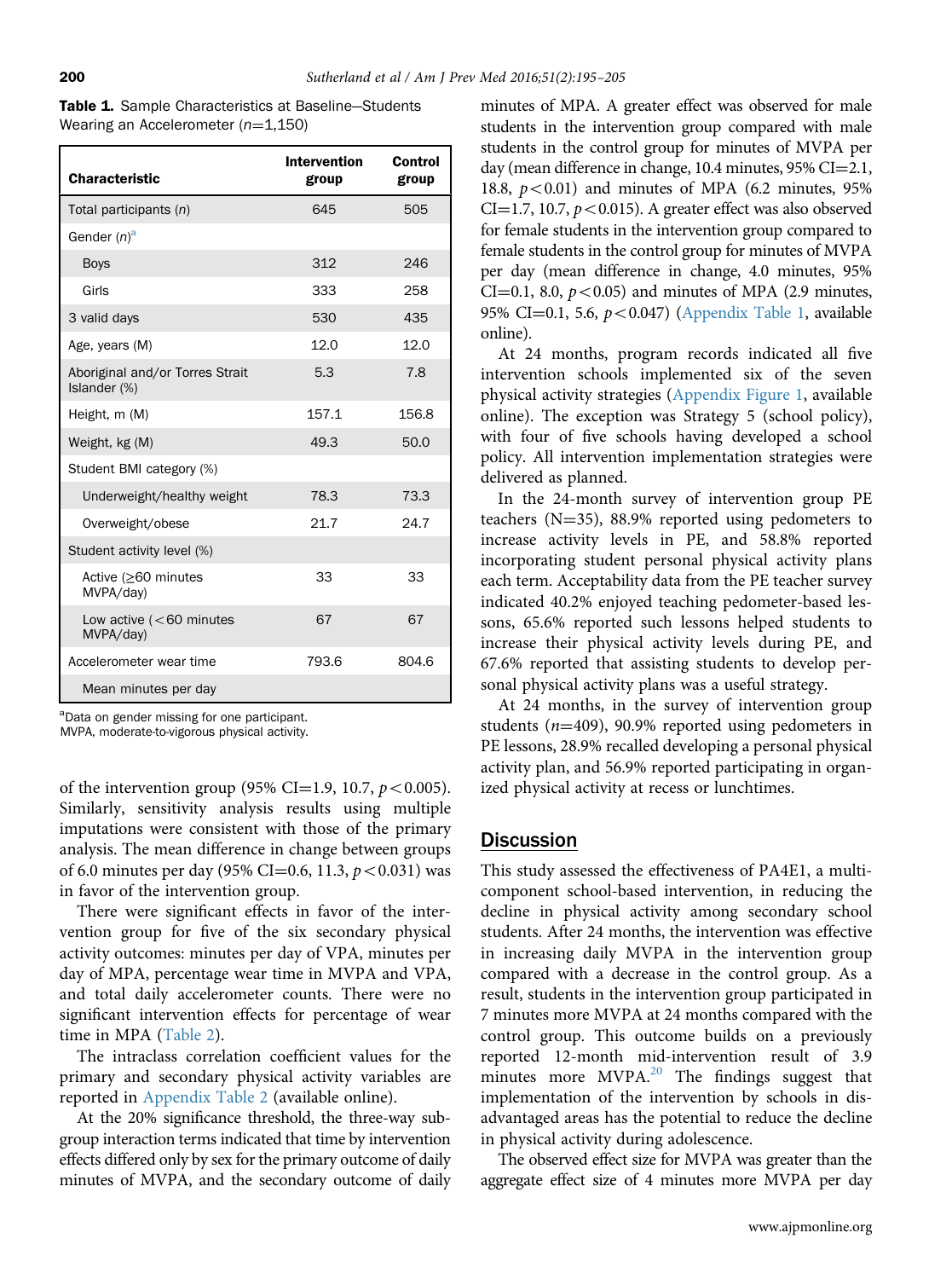**Table 1.** Sample Characteristics at Baseline—Students Wearing an Accelerometer ($n$=1,150)

| Characteristic | Intervention group | Control group |
|---|---|---|
| Total participants ($n$) | 645 | 505 |
| Gender ($n$)[a] | | |
| Boys | 312 | 246 |
| Girls | 333 | 258 |
| 3 valid days | 530 | 435 |
| Age, years (M) | 12.0 | 12.0 |
| Aboriginal and/or Torres Strait Islander (%) | 5.3 | 7.8 |
| Height, m (M) | 157.1 | 156.8 |
| Weight, kg (M) | 49.3 | 50.0 |
| Student BMI category (%) | | |
| Underweight/healthy weight | 78.3 | 73.3 |
| Overweight/obese | 21.7 | 24.7 |
| Student activity level (%) | | |
| Active (≥60 minutes MVPA/day) | 33 | 33 |
| Low active (<60 minutes MVPA/day) | 67 | 67 |
| Accelerometer wear time | 793.6 | 804.6 |
| Mean minutes per day | | |

[a]Data on gender missing for one participant.
MVPA, moderate-to-vigorous physical activity.

of the intervention group (95% CI=1.9, 10.7, $p<0.005$). Similarly, sensitivity analysis results using multiple imputations were consistent with those of the primary analysis. The mean difference in change between groups of 6.0 minutes per day (95% CI=0.6, 11.3, $p<0.031$) was in favor of the intervention group.

There were significant effects in favor of the intervention group for five of the six secondary physical activity outcomes: minutes per day of VPA, minutes per day of MPA, percentage wear time in MVPA and VPA, and total daily accelerometer counts. There were no significant intervention effects for percentage of wear time in MPA (Table 2).

The intraclass correlation coefficient values for the primary and secondary physical activity variables are reported in Appendix Table 2 (available online).

At the 20% significance threshold, the three-way subgroup interaction terms indicated that time by intervention effects differed only by sex for the primary outcome of daily minutes of MVPA, and the secondary outcome of daily minutes of MPA. A greater effect was observed for male students in the intervention group compared with male students in the control group for minutes of MVPA per day (mean difference in change, 10.4 minutes, 95% CI=2.1, 18.8, $p<0.01$) and minutes of MPA (6.2 minutes, 95% CI=1.7, 10.7, $p<0.015$). A greater effect was also observed for female students in the intervention group compared to female students in the control group for minutes of MVPA per day (mean difference in change, 4.0 minutes, 95% CI=0.1, 8.0, $p<0.05$) and minutes of MPA (2.9 minutes, 95% CI=0.1, 5.6, $p<0.047$) (Appendix Table 1, available online).

At 24 months, program records indicated all five intervention schools implemented six of the seven physical activity strategies (Appendix Figure 1, available online). The exception was Strategy 5 (school policy), with four of five schools having developed a school policy. All intervention implementation strategies were delivered as planned.

In the 24-month survey of intervention group PE teachers (N=35), 88.9% reported using pedometers to increase activity levels in PE, and 58.8% reported incorporating student personal physical activity plans each term. Acceptability data from the PE teacher survey indicated 40.2% enjoyed teaching pedometer-based lessons, 65.6% reported such lessons helped students to increase their physical activity levels during PE, and 67.6% reported that assisting students to develop personal physical activity plans was a useful strategy.

At 24 months, in the survey of intervention group students ($n$=409), 90.9% reported using pedometers in PE lessons, 28.9% recalled developing a personal physical activity plan, and 56.9% reported participating in organized physical activity at recess or lunchtimes.

## Discussion

This study assessed the effectiveness of PA4E1, a multicomponent school-based intervention, in reducing the decline in physical activity among secondary school students. After 24 months, the intervention was effective in increasing daily MVPA in the intervention group compared with a decrease in the control group. As a result, students in the intervention group participated in 7 minutes more MVPA at 24 months compared with the control group. This outcome builds on a previously reported 12-month mid-intervention result of 3.9 minutes more MVPA.[20] The findings suggest that implementation of the intervention by schools in disadvantaged areas has the potential to reduce the decline in physical activity during adolescence.

The observed effect size for MVPA was greater than the aggregate effect size of 4 minutes more MVPA per day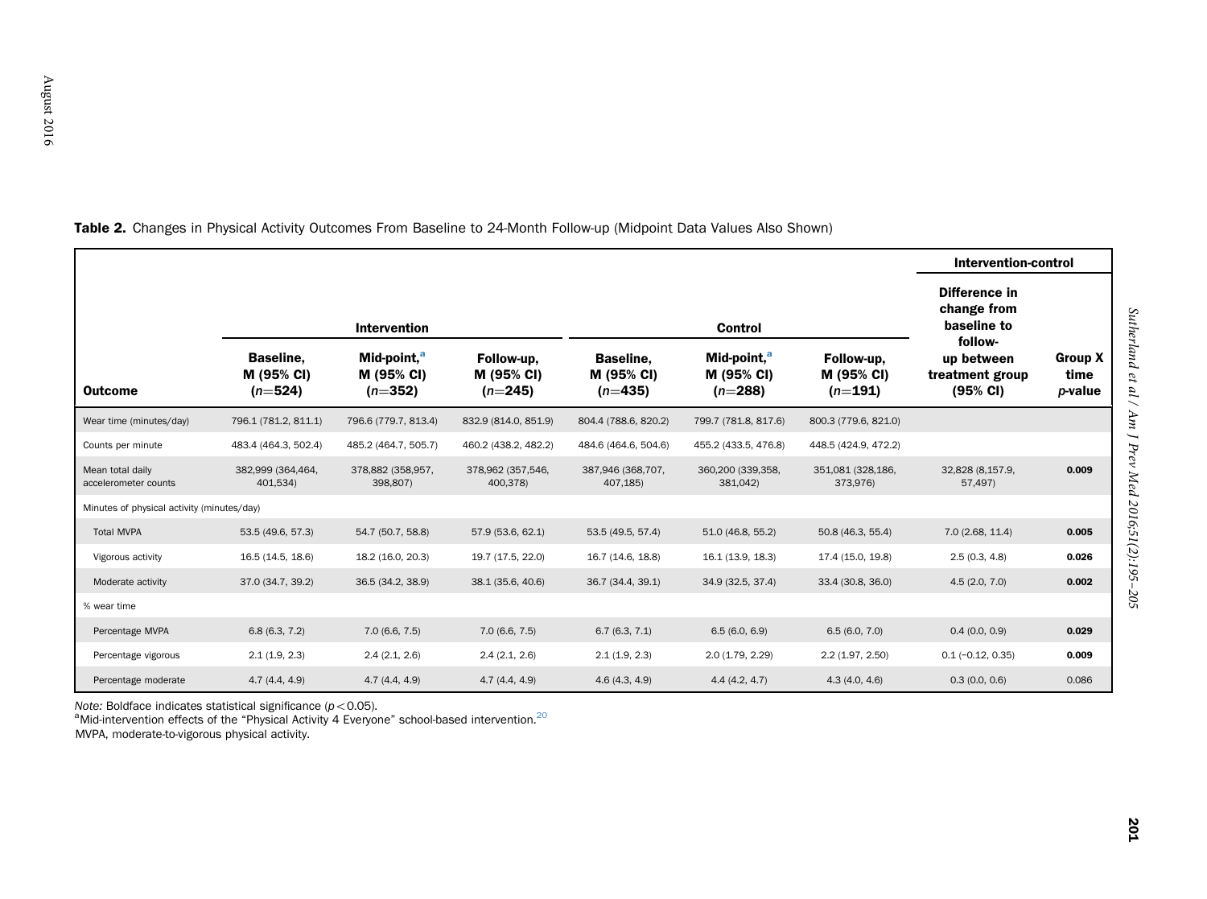**Table 2.** Changes in Physical Activity Outcomes From Baseline to 24-Month Follow-up (Midpoint Data Values Also Shown)

| | Intervention | | | Control | | | Intervention-control | |
|---|---|---|---|---|---|---|---|---|
| Outcome | Baseline, M (95% CI) ($n$=524) | Mid-point,[a] M (95% CI) ($n$=352) | Follow-up, M (95% CI) ($n$=245) | Baseline, M (95% CI) ($n$=435) | Mid-point,[a] M (95% CI) ($n$=288) | Follow-up, M (95% CI) ($n$=191) | Difference in change from baseline to follow-up between treatment group (95% CI) | Group X time $p$-value |
| Wear time (minutes/day) | 796.1 (781.2, 811.1) | 796.6 (779.7, 813.4) | 832.9 (814.0, 851.9) | 804.4 (788.6, 820.2) | 799.7 (781.8, 817.6) | 800.3 (779.6, 821.0) | | |
| Counts per minute | 483.4 (464.3, 502.4) | 485.2 (464.7, 505.7) | 460.2 (438.2, 482.2) | 484.6 (464.6, 504.6) | 455.2 (433.5, 476.8) | 448.5 (424.9, 472.2) | | |
| Mean total daily accelerometer counts | 382,999 (364,464, 401,534) | 378,882 (358,957, 398,807) | 378,962 (357,546, 400,378) | 387,946 (368,707, 407,185) | 360,200 (339,358, 381,042) | 351,081 (328,186, 373,976) | 32,828 (8,157.9, 57,497) | **0.009** |
| Minutes of physical activity (minutes/day) | | | | | | | | |
| Total MVPA | 53.5 (49.6, 57.3) | 54.7 (50.7, 58.8) | 57.9 (53.6, 62.1) | 53.5 (49.5, 57.4) | 51.0 (46.8, 55.2) | 50.8 (46.3, 55.4) | 7.0 (2.68, 11.4) | **0.005** |
| Vigorous activity | 16.5 (14.5, 18.6) | 18.2 (16.0, 20.3) | 19.7 (17.5, 22.0) | 16.7 (14.6, 18.8) | 16.1 (13.9, 18.3) | 17.4 (15.0, 19.8) | 2.5 (0.3, 4.8) | **0.026** |
| Moderate activity | 37.0 (34.7, 39.2) | 36.5 (34.2, 38.9) | 38.1 (35.6, 40.6) | 36.7 (34.4, 39.1) | 34.9 (32.5, 37.4) | 33.4 (30.8, 36.0) | 4.5 (2.0, 7.0) | **0.002** |
| % wear time | | | | | | | | |
| Percentage MVPA | 6.8 (6.3, 7.2) | 7.0 (6.6, 7.5) | 7.0 (6.6, 7.5) | 6.7 (6.3, 7.1) | 6.5 (6.0, 6.9) | 6.5 (6.0, 7.0) | 0.4 (0.0, 0.9) | **0.029** |
| Percentage vigorous | 2.1 (1.9, 2.3) | 2.4 (2.1, 2.6) | 2.4 (2.1, 2.6) | 2.1 (1.9, 2.3) | 2.0 (1.79, 2.29) | 2.2 (1.97, 2.50) | 0.1 (−0.12, 0.35) | **0.009** |
| Percentage moderate | 4.7 (4.4, 4.9) | 4.7 (4.4, 4.9) | 4.7 (4.4, 4.9) | 4.6 (4.3, 4.9) | 4.4 (4.2, 4.7) | 4.3 (4.0, 4.6) | 0.3 (0.0, 0.6) | 0.086 |

*Note:* Boldface indicates statistical significance ($p<0.05$).
[a]Mid-intervention effects of the "Physical Activity 4 Everyone" school-based intervention.[20]
MVPA, moderate-to-vigorous physical activity.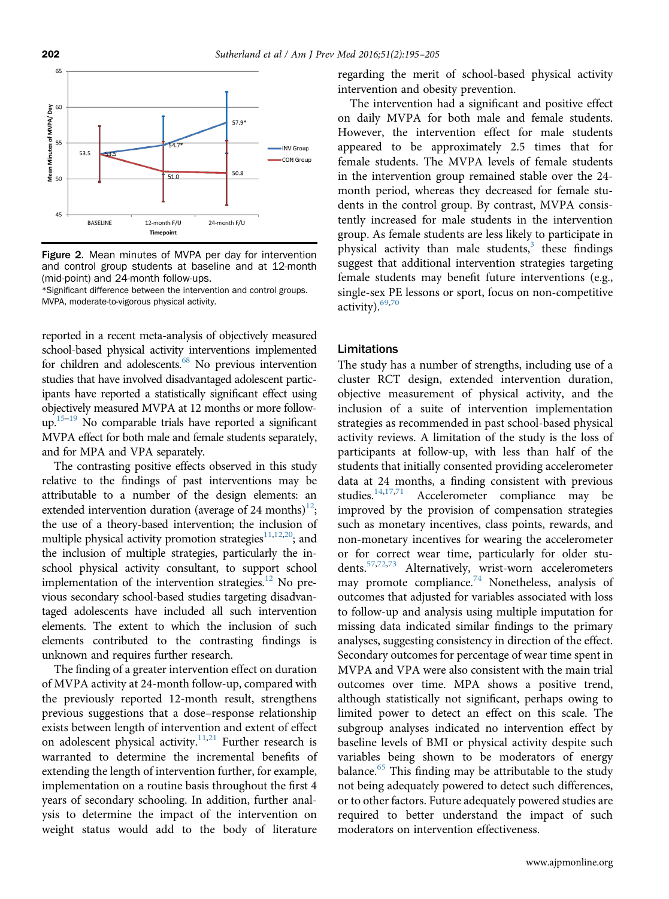65

60

55

50

45

Mean Minutes of MVPA/ Day

53.5

53.5

54.7*

57.9*

51.0

50.8

INV Group

CON Group

BASELINE

12-month F/U

24-month F/U

Timepoint

**Figure 2.** Mean minutes of MVPA per day for intervention and control group students at baseline and at 12-month (mid-point) and 24-month follow-ups.
*Significant difference between the intervention and control groups.
MVPA, moderate-to-vigorous physical activity.

reported in a recent meta-analysis of objectively measured school-based physical activity interventions implemented for children and adolescents.[68] No previous intervention studies that have involved disadvantaged adolescent participants have reported a statistically significant effect using objectively measured MVPA at 12 months or more follow-up.[15–19] No comparable trials have reported a significant MVPA effect for both male and female students separately, and for MPA and VPA separately.

The contrasting positive effects observed in this study relative to the findings of past interventions may be attributable to a number of the design elements: an extended intervention duration (average of 24 months)[12]; the use of a theory-based intervention; the inclusion of multiple physical activity promotion strategies[11,12,20]; and the inclusion of multiple strategies, particularly the in-school physical activity consultant, to support school implementation of the intervention strategies.[12] No previous secondary school-based studies targeting disadvantaged adolescents have included all such intervention elements. The extent to which the inclusion of such elements contributed to the contrasting findings is unknown and requires further research.

The finding of a greater intervention effect on duration of MVPA activity at 24-month follow-up, compared with the previously reported 12-month result, strengthens previous suggestions that a dose–response relationship exists between length of intervention and extent of effect on adolescent physical activity.[11,21] Further research is warranted to determine the incremental benefits of extending the length of intervention further, for example, implementation on a routine basis throughout the first 4 years of secondary schooling. In addition, further analysis to determine the impact of the intervention on weight status would add to the body of literature regarding the merit of school-based physical activity intervention and obesity prevention.

The intervention had a significant and positive effect on daily MVPA for both male and female students. However, the intervention effect for male students appeared to be approximately 2.5 times that for female students. The MVPA levels of female students in the intervention group remained stable over the 24-month period, whereas they decreased for female students in the control group. By contrast, MVPA consistently increased for male students in the intervention group. As female students are less likely to participate in physical activity than male students,[3] these findings suggest that additional intervention strategies targeting female students may benefit future interventions (e.g., single-sex PE lessons or sport, focus on non-competitive activity).[69,70]

## Limitations

The study has a number of strengths, including use of a cluster RCT design, extended intervention duration, objective measurement of physical activity, and the inclusion of a suite of intervention implementation strategies as recommended in past school-based physical activity reviews. A limitation of the study is the loss of participants at follow-up, with less than half of the students that initially consented providing accelerometer data at 24 months, a finding consistent with previous studies.[14,17,71] Accelerometer compliance may be improved by the provision of compensation strategies such as monetary incentives, class points, rewards, and non-monetary incentives for wearing the accelerometer or for correct wear time, particularly for older students.[57,72,73] Alternatively, wrist-worn accelerometers may promote compliance.[74] Nonetheless, analysis of outcomes that adjusted for variables associated with loss to follow-up and analysis using multiple imputation for missing data indicated similar findings to the primary analyses, suggesting consistency in direction of the effect. Secondary outcomes for percentage of wear time spent in MVPA and VPA were also consistent with the main trial outcomes over time. MPA shows a positive trend, although statistically not significant, perhaps owing to limited power to detect an effect on this scale. The subgroup analyses indicated no intervention effect by baseline levels of BMI or physical activity despite such variables being shown to be moderators of energy balance.[65] This finding may be attributable to the study not being adequately powered to detect such differences, or to other factors. Future adequately powered studies are required to better understand the impact of such moderators on intervention effectiveness.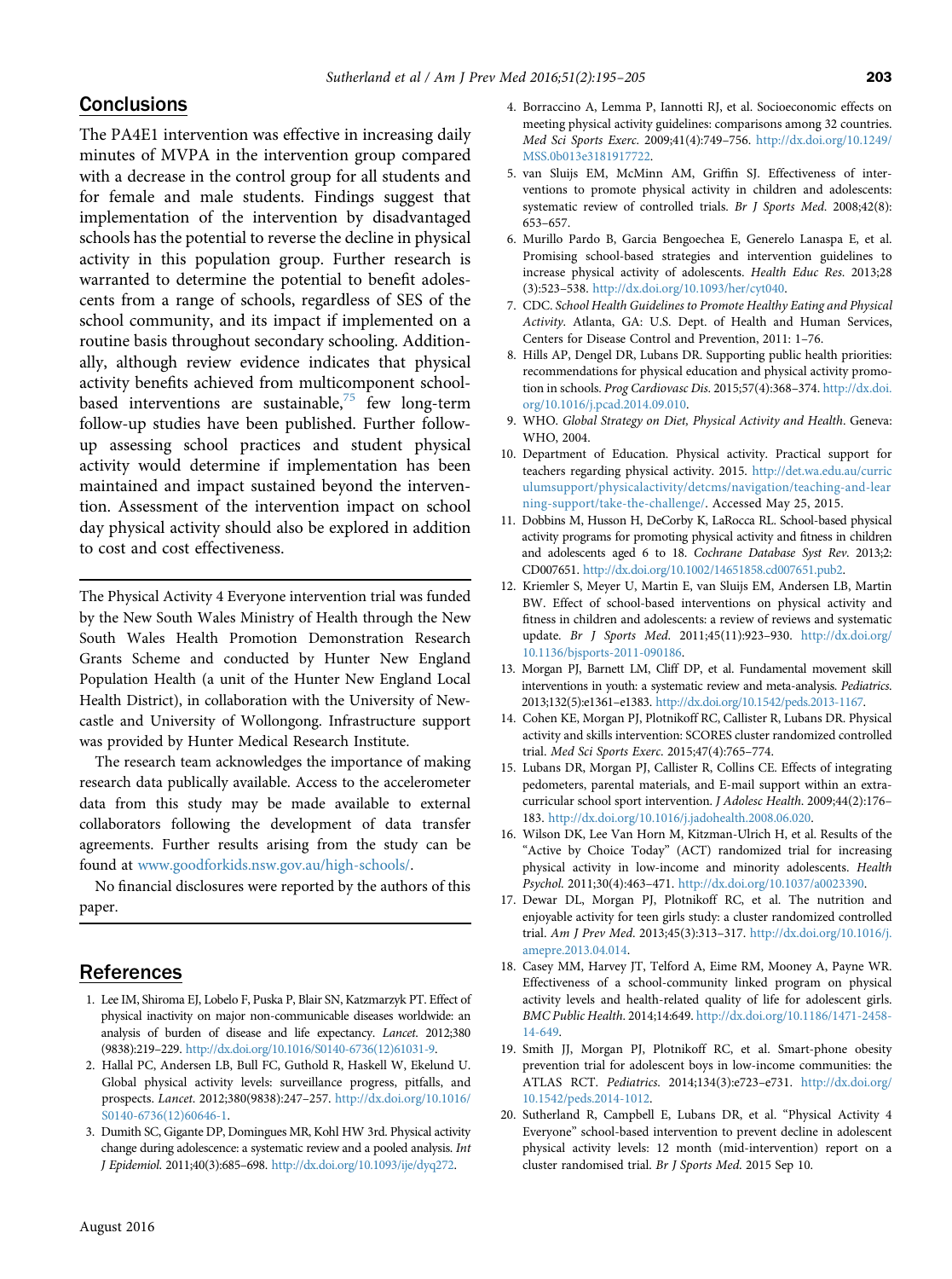## Conclusions

The PA4E1 intervention was effective in increasing daily minutes of MVPA in the intervention group compared with a decrease in the control group for all students and for female and male students. Findings suggest that implementation of the intervention by disadvantaged schools has the potential to reverse the decline in physical activity in this population group. Further research is warranted to determine the potential to benefit adolescents from a range of schools, regardless of SES of the school community, and its impact if implemented on a routine basis throughout secondary schooling. Additionally, although review evidence indicates that physical activity benefits achieved from multicomponent school-based interventions are sustainable,[75] few long-term follow-up studies have been published. Further follow-up assessing school practices and student physical activity would determine if implementation has been maintained and impact sustained beyond the intervention. Assessment of the intervention impact on school day physical activity should also be explored in addition to cost and cost effectiveness.

---

The Physical Activity 4 Everyone intervention trial was funded by the New South Wales Ministry of Health through the New South Wales Health Promotion Demonstration Research Grants Scheme and conducted by Hunter New England Population Health (a unit of the Hunter New England Local Health District), in collaboration with the University of Newcastle and University of Wollongong. Infrastructure support was provided by Hunter Medical Research Institute.

The research team acknowledges the importance of making research data publically available. Access to the accelerometer data from this study may be made available to external collaborators following the development of data transfer agreements. Further results arising from the study can be found at www.goodforkids.nsw.gov.au/high-schools/.

No financial disclosures were reported by the authors of this paper.

---

## References

1. Lee IM, Shiroma EJ, Lobelo F, Puska P, Blair SN, Katzmarzyk PT. Effect of physical inactivity on major non-communicable diseases worldwide: an analysis of burden of disease and life expectancy. *Lancet.* 2012;380(9838):219–229. http://dx.doi.org/10.1016/S0140-6736(12)61031-9.
2. Hallal PC, Andersen LB, Bull FC, Guthold R, Haskell W, Ekelund U. Global physical activity levels: surveillance progress, pitfalls, and prospects. *Lancet.* 2012;380(9838):247–257. http://dx.doi.org/10.1016/S0140-6736(12)60646-1.
3. Dumith SC, Gigante DP, Domingues MR, Kohl HW 3rd. Physical activity change during adolescence: a systematic review and a pooled analysis. *Int J Epidemiol.* 2011;40(3):685–698. http://dx.doi.org/10.1093/ije/dyq272.
4. Borraccino A, Lemma P, Iannotti RJ, et al. Socioeconomic effects on meeting physical activity guidelines: comparisons among 32 countries. *Med Sci Sports Exerc.* 2009;41(4):749–756. http://dx.doi.org/10.1249/MSS.0b013e3181917722.
5. van Sluijs EM, McMinn AM, Griffin SJ. Effectiveness of interventions to promote physical activity in children and adolescents: systematic review of controlled trials. *Br J Sports Med.* 2008;42(8):653–657.
6. Murillo Pardo B, Garcia Bengoechea E, Generelo Lanaspa E, et al. Promising school-based strategies and intervention guidelines to increase physical activity of adolescents. *Health Educ Res.* 2013;28(3):523–538. http://dx.doi.org/10.1093/her/cyt040.
7. CDC. *School Health Guidelines to Promote Healthy Eating and Physical Activity.* Atlanta, GA: U.S. Dept. of Health and Human Services, Centers for Disease Control and Prevention, 2011: 1–76.
8. Hills AP, Dengel DR, Lubans DR. Supporting public health priorities: recommendations for physical education and physical activity promotion in schools. *Prog Cardiovasc Dis.* 2015;57(4):368–374. http://dx.doi.org/10.1016/j.pcad.2014.09.010.
9. WHO. *Global Strategy on Diet, Physical Activity and Health.* Geneva: WHO, 2004.
10. Department of Education. Physical activity. Practical support for teachers regarding physical activity. 2015. http://det.wa.edu.au/curriculumsupport/physicalactivity/detcms/navigation/teaching-and-learning-support/take-the-challenge/. Accessed May 25, 2015.
11. Dobbins M, Husson H, DeCorby K, LaRocca RL. School-based physical activity programs for promoting physical activity and fitness in children and adolescents aged 6 to 18. *Cochrane Database Syst Rev.* 2013;2:CD007651. http://dx.doi.org/10.1002/14651858.cd007651.pub2.
12. Kriemler S, Meyer U, Martin E, van Sluijs EM, Andersen LB, Martin BW. Effect of school-based interventions on physical activity and fitness in children and adolescents: a review of reviews and systematic update. *Br J Sports Med.* 2011;45(11):923–930. http://dx.doi.org/10.1136/bjsports-2011-090186.
13. Morgan PJ, Barnett LM, Cliff DP, et al. Fundamental movement skill interventions in youth: a systematic review and meta-analysis. *Pediatrics.* 2013;132(5):e1361–e1383. http://dx.doi.org/10.1542/peds.2013-1167.
14. Cohen KE, Morgan PJ, Plotnikoff RC, Callister R, Lubans DR. Physical activity and skills intervention: SCORES cluster randomized controlled trial. *Med Sci Sports Exerc.* 2015;47(4):765–774.
15. Lubans DR, Morgan PJ, Callister R, Collins CE. Effects of integrating pedometers, parental materials, and E-mail support within an extracurricular school sport intervention. *J Adolesc Health.* 2009;44(2):176–183. http://dx.doi.org/10.1016/j.jadohealth.2008.06.020.
16. Wilson DK, Lee Van Horn M, Kitzman-Ulrich H, et al. Results of the "Active by Choice Today" (ACT) randomized trial for increasing physical activity in low-income and minority adolescents. *Health Psychol.* 2011;30(4):463–471. http://dx.doi.org/10.1037/a0023390.
17. Dewar DL, Morgan PJ, Plotnikoff RC, et al. The nutrition and enjoyable activity for teen girls study: a cluster randomized controlled trial. *Am J Prev Med.* 2013;45(3):313–317. http://dx.doi.org/10.1016/j.amepre.2013.04.014.
18. Casey MM, Harvey JT, Telford A, Eime RM, Mooney A, Payne WR. Effectiveness of a school-community linked program on physical activity levels and health-related quality of life for adolescent girls. *BMC Public Health.* 2014;14:649. http://dx.doi.org/10.1186/1471-2458-14-649.
19. Smith JJ, Morgan PJ, Plotnikoff RC, et al. Smart-phone obesity prevention trial for adolescent boys in low-income communities: the ATLAS RCT. *Pediatrics.* 2014;134(3):e723–e731. http://dx.doi.org/10.1542/peds.2014-1012.
20. Sutherland R, Campbell E, Lubans DR, et al. "Physical Activity 4 Everyone" school-based intervention to prevent decline in adolescent physical activity levels: 12 month (mid-intervention) report on a cluster randomised trial. *Br J Sports Med.* 2015 Sep 10.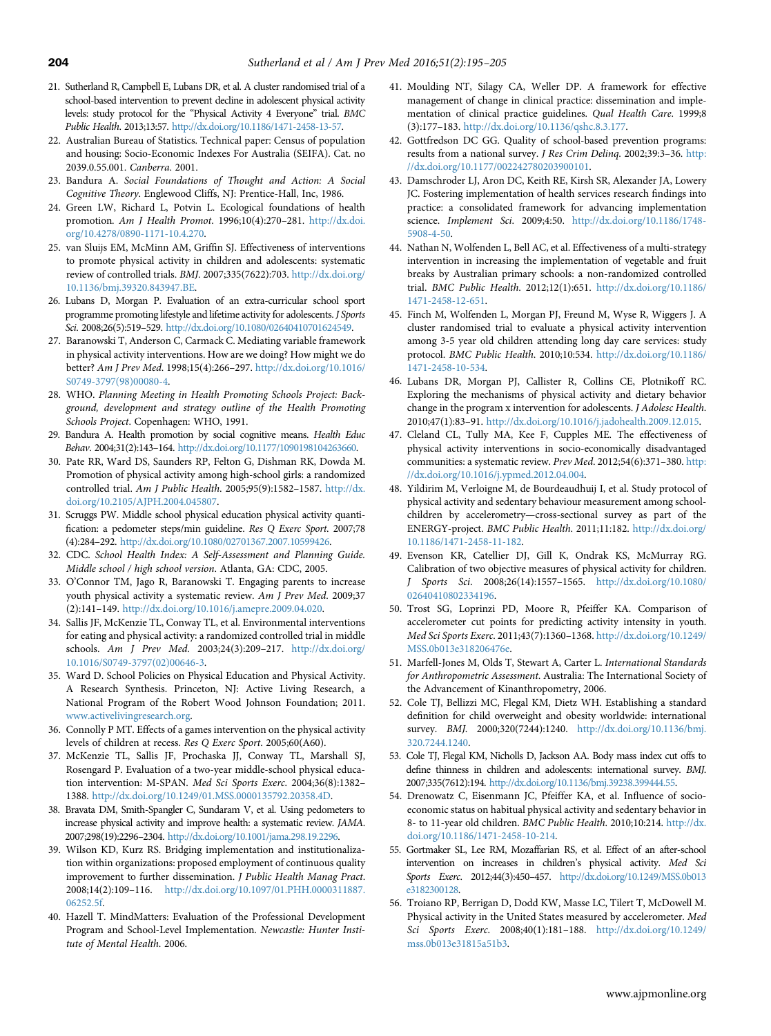21. Sutherland R, Campbell E, Lubans DR, et al. A cluster randomised trial of a school-based intervention to prevent decline in adolescent physical activity levels: study protocol for the "Physical Activity 4 Everyone" trial. *BMC Public Health*. 2013;13:57. http://dx.doi.org/10.1186/1471-2458-13-57.
22. Australian Bureau of Statistics. Technical paper: Census of population and housing: Socio-Economic Indexes For Australia (SEIFA). Cat. no 2039.0.55.001. *Canberra*. 2001.
23. Bandura A. *Social Foundations of Thought and Action: A Social Cognitive Theory*. Englewood Cliffs, NJ: Prentice-Hall, Inc, 1986.
24. Green LW, Richard L, Potvin L. Ecological foundations of health promotion. *Am J Health Promot*. 1996;10(4):270–281. http://dx.doi.org/10.4278/0890-1171-10.4.270.
25. van Sluijs EM, McMinn AM, Griffin SJ. Effectiveness of interventions to promote physical activity in children and adolescents: systematic review of controlled trials. *BMJ*. 2007;335(7622):703. http://dx.doi.org/10.1136/bmj.39320.843947.BE.
26. Lubans D, Morgan P. Evaluation of an extra-curricular school sport programme promoting lifestyle and lifetime activity for adolescents. *J Sports Sci*. 2008;26(5):519–529. http://dx.doi.org/10.1080/02640410701624549.
27. Baranowski T, Anderson C, Carmack C. Mediating variable framework in physical activity interventions. How are we doing? How might we do better? *Am J Prev Med*. 1998;15(4):266–297. http://dx.doi.org/10.1016/S0749-3797(98)00080-4.
28. WHO. *Planning Meeting in Health Promoting Schools Project: Background, development and strategy outline of the Health Promoting Schools Project*. Copenhagen: WHO, 1991.
29. Bandura A. Health promotion by social cognitive means. *Health Educ Behav*. 2004;31(2):143–164. http://dx.doi.org/10.1177/1090198104263660.
30. Pate RR, Ward DS, Saunders RP, Felton G, Dishman RK, Dowda M. Promotion of physical activity among high-school girls: a randomized controlled trial. *Am J Public Health*. 2005;95(9):1582–1587. http://dx.doi.org/10.2105/AJPH.2004.045807.
31. Scruggs PW. Middle school physical education physical activity quantification: a pedometer steps/min guideline. *Res Q Exerc Sport*. 2007;78(4):284–292. http://dx.doi.org/10.1080/02701367.2007.10599426.
32. CDC. *School Health Index: A Self-Assessment and Planning Guide. Middle school / high school version*. Atlanta, GA: CDC, 2005.
33. O'Connor TM, Jago R, Baranowski T. Engaging parents to increase youth physical activity a systematic review. *Am J Prev Med*. 2009;37(2):141–149. http://dx.doi.org/10.1016/j.amepre.2009.04.020.
34. Sallis JF, McKenzie TL, Conway TL, et al. Environmental interventions for eating and physical activity: a randomized controlled trial in middle schools. *Am J Prev Med*. 2003;24(3):209–217. http://dx.doi.org/10.1016/S0749-3797(02)00646-3.
35. Ward D. School Policies on Physical Education and Physical Activity. A Research Synthesis. Princeton, NJ: Active Living Research, a National Program of the Robert Wood Johnson Foundation; 2011. www.activelivingresearch.org.
36. Connolly P MT. Effects of a games intervention on the physical activity levels of children at recess. *Res Q Exerc Sport*. 2005;60(A60).
37. McKenzie TL, Sallis JF, Prochaska JJ, Conway TL, Marshall SJ, Rosengard P. Evaluation of a two-year middle-school physical education intervention: M-SPAN. *Med Sci Sports Exerc*. 2004;36(8):1382–1388. http://dx.doi.org/10.1249/01.MSS.0000135792.20358.4D.
38. Bravata DM, Smith-Spangler C, Sundaram V, et al. Using pedometers to increase physical activity and improve health: a systematic review. *JAMA*. 2007;298(19):2296–2304. http://dx.doi.org/10.1001/jama.298.19.2296.
39. Wilson KD, Kurz RS. Bridging implementation and institutionalization within organizations: proposed employment of continuous quality improvement to further dissemination. *J Public Health Manag Pract*. 2008;14(2):109–116. http://dx.doi.org/10.1097/01.PHH.0000311887.06252.5f.
40. Hazell T. MindMatters: Evaluation of the Professional Development Program and School-Level Implementation. *Newcastle: Hunter Institute of Mental Health*. 2006.
41. Moulding NT, Silagy CA, Weller DP. A framework for effective management of change in clinical practice: dissemination and implementation of clinical practice guidelines. *Qual Health Care*. 1999;8(3):177–183. http://dx.doi.org/10.1136/qshc.8.3.177.
42. Gottfredson DC GG. Quality of school-based prevention programs: results from a national survey. *J Res Crim Delinq*. 2002;39:3–36. http://dx.doi.org/10.1177/002242780203900101.
43. Damschroder LJ, Aron DC, Keith RE, Kirsh SR, Alexander JA, Lowery JC. Fostering implementation of health services research findings into practice: a consolidated framework for advancing implementation science. *Implement Sci*. 2009;4:50. http://dx.doi.org/10.1186/1748-5908-4-50.
44. Nathan N, Wolfenden L, Bell AC, et al. Effectiveness of a multi-strategy intervention in increasing the implementation of vegetable and fruit breaks by Australian primary schools: a non-randomized controlled trial. *BMC Public Health*. 2012;12(1):651. http://dx.doi.org/10.1186/1471-2458-12-651.
45. Finch M, Wolfenden L, Morgan PJ, Freund M, Wyse R, Wiggers J. A cluster randomised trial to evaluate a physical activity intervention among 3-5 year old children attending long day care services: study protocol. *BMC Public Health*. 2010;10:534. http://dx.doi.org/10.1186/1471-2458-10-534.
46. Lubans DR, Morgan PJ, Callister R, Collins CE, Plotnikoff RC. Exploring the mechanisms of physical activity and dietary behavior change in the program x intervention for adolescents. *J Adolesc Health*. 2010;47(1):83–91. http://dx.doi.org/10.1016/j.jadohealth.2009.12.015.
47. Cleland CL, Tully MA, Kee F, Cupples ME. The effectiveness of physical activity interventions in socio-economically disadvantaged communities: a systematic review. *Prev Med*. 2012;54(6):371–380. http://dx.doi.org/10.1016/j.ypmed.2012.04.004.
48. Yildirim M, Verloigne M, de Bourdeaudhuij I, et al. Study protocol of physical activity and sedentary behaviour measurement among schoolchildren by accelerometry—cross-sectional survey as part of the ENERGY-project. *BMC Public Health*. 2011;11:182. http://dx.doi.org/10.1186/1471-2458-11-182.
49. Evenson KR, Catellier DJ, Gill K, Ondrak KS, McMurray RG. Calibration of two objective measures of physical activity for children. *J Sports Sci*. 2008;26(14):1557–1565. http://dx.doi.org/10.1080/02640410802334196.
50. Trost SG, Loprinzi PD, Moore R, Pfeiffer KA. Comparison of accelerometer cut points for predicting activity intensity in youth. *Med Sci Sports Exerc*. 2011;43(7):1360–1368. http://dx.doi.org/10.1249/MSS.0b013e318206476e.
51. Marfell-Jones M, Olds T, Stewart A, Carter L. *International Standards for Anthropometric Assessment*. Australia: The International Society of the Advancement of Kinanthropometry, 2006.
52. Cole TJ, Bellizzi MC, Flegal KM, Dietz WH. Establishing a standard definition for child overweight and obesity worldwide: international survey. *BMJ*. 2000;320(7244):1240. http://dx.doi.org/10.1136/bmj.320.7244.1240.
53. Cole TJ, Flegal KM, Nicholls D, Jackson AA. Body mass index cut offs to define thinness in children and adolescents: international survey. *BMJ*. 2007;335(7612):194. http://dx.doi.org/10.1136/bmj.39238.399444.55.
54. Drenowatz C, Eisenmann JC, Pfeiffer KA, et al. Influence of socio-economic status on habitual physical activity and sedentary behavior in 8- to 11-year old children. *BMC Public Health*. 2010;10:214. http://dx.doi.org/10.1186/1471-2458-10-214.
55. Gortmaker SL, Lee RM, Mozaffarian RS, et al. Effect of an after-school intervention on increases in children's physical activity. *Med Sci Sports Exerc*. 2012;44(3):450–457. http://dx.doi.org/10.1249/MSS.0b013e3182300128.
56. Troiano RP, Berrigan D, Dodd KW, Masse LC, Tilert T, McDowell M. Physical activity in the United States measured by accelerometer. *Med Sci Sports Exerc*. 2008;40(1):181–188. http://dx.doi.org/10.1249/mss.0b013e31815a51b3.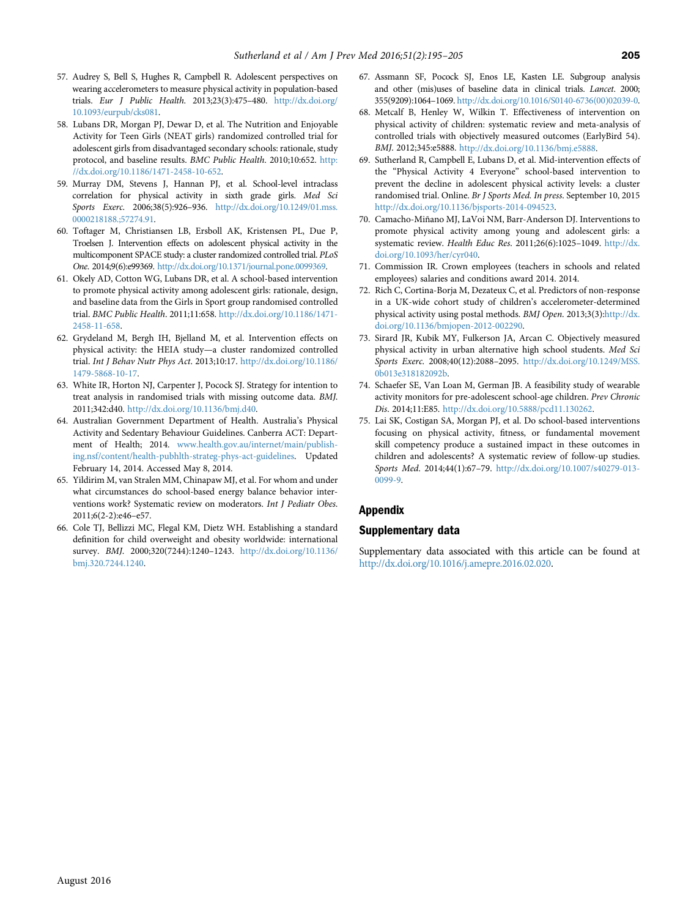57. Audrey S, Bell S, Hughes R, Campbell R. Adolescent perspectives on wearing accelerometers to measure physical activity in population-based trials. *Eur J Public Health*. 2013;23(3):475–480. http://dx.doi.org/10.1093/eurpub/cks081.
58. Lubans DR, Morgan PJ, Dewar D, et al. The Nutrition and Enjoyable Activity for Teen Girls (NEAT girls) randomized controlled trial for adolescent girls from disadvantaged secondary schools: rationale, study protocol, and baseline results. *BMC Public Health*. 2010;10:652. http://dx.doi.org/10.1186/1471-2458-10-652.
59. Murray DM, Stevens J, Hannan PJ, et al. School-level intraclass correlation for physical activity in sixth grade girls. *Med Sci Sports Exerc*. 2006;38(5):926–936. http://dx.doi.org/10.1249/01.mss.0000218188.;57274.91.
60. Toftager M, Christiansen LB, Ersboll AK, Kristensen PL, Due P, Troelsen J. Intervention effects on adolescent physical activity in the multicomponent SPACE study: a cluster randomized controlled trial. *PLoS One*. 2014;9(6):e99369. http://dx.doi.org/10.1371/journal.pone.0099369.
61. Okely AD, Cotton WG, Lubans DR, et al. A school-based intervention to promote physical activity among adolescent girls: rationale, design, and baseline data from the Girls in Sport group randomised controlled trial. *BMC Public Health*. 2011;11:658. http://dx.doi.org/10.1186/1471-2458-11-658.
62. Grydeland M, Bergh IH, Bjelland M, et al. Intervention effects on physical activity: the HEIA study—a cluster randomized controlled trial. *Int J Behav Nutr Phys Act*. 2013;10:17. http://dx.doi.org/10.1186/1479-5868-10-17.
63. White IR, Horton NJ, Carpenter J, Pocock SJ. Strategy for intention to treat analysis in randomised trials with missing outcome data. *BMJ*. 2011;342:d40. http://dx.doi.org/10.1136/bmj.d40.
64. Australian Government Department of Health. Australia's Physical Activity and Sedentary Behaviour Guidelines. Canberra ACT: Department of Health; 2014. www.health.gov.au/internet/main/publishing.nsf/content/health-pubhlth-strateg-phys-act-guidelines. Updated February 14, 2014. Accessed May 8, 2014.
65. Yildirim M, van Stralen MM, Chinapaw MJ, et al. For whom and under what circumstances do school-based energy balance behavior interventions work? Systematic review on moderators. *Int J Pediatr Obes*. 2011;6(2-2):e46–e57.
66. Cole TJ, Bellizzi MC, Flegal KM, Dietz WH. Establishing a standard definition for child overweight and obesity worldwide: international survey. *BMJ*. 2000;320(7244):1240–1243. http://dx.doi.org/10.1136/bmj.320.7244.1240.
67. Assmann SF, Pocock SJ, Enos LE, Kasten LE. Subgroup analysis and other (mis)uses of baseline data in clinical trials. *Lancet*. 2000; 355(9209):1064–1069. http://dx.doi.org/10.1016/S0140-6736(00)02039-0.
68. Metcalf B, Henley W, Wilkin T. Effectiveness of intervention on physical activity of children: systematic review and meta-analysis of controlled trials with objectively measured outcomes (EarlyBird 54). *BMJ*. 2012;345:e5888. http://dx.doi.org/10.1136/bmj.e5888.
69. Sutherland R, Campbell E, Lubans D, et al. Mid-intervention effects of the "Physical Activity 4 Everyone" school-based intervention to prevent the decline in adolescent physical activity levels: a cluster randomised trial. Online. *Br J Sports Med. In press*. September 10, 2015 http://dx.doi.org/10.1136/bjsports-2014-094523.
70. Camacho-Miñano MJ, LaVoi NM, Barr-Anderson DJ. Interventions to promote physical activity among young and adolescent girls: a systematic review. *Health Educ Res*. 2011;26(6):1025–1049. http://dx.doi.org/10.1093/her/cyr040.
71. Commission IR. Crown employees (teachers in schools and related employees) salaries and conditions award 2014. 2014.
72. Rich C, Cortina-Borja M, Dezateux C, et al. Predictors of non-response in a UK-wide cohort study of children's accelerometer-determined physical activity using postal methods. *BMJ Open*. 2013;3(3):http://dx.doi.org/10.1136/bmjopen-2012-002290.
73. Sirard JR, Kubik MY, Fulkerson JA, Arcan C. Objectively measured physical activity in urban alternative high school students. *Med Sci Sports Exerc*. 2008;40(12):2088–2095. http://dx.doi.org/10.1249/MSS.0b013e318182092b.
74. Schaefer SE, Van Loan M, German JB. A feasibility study of wearable activity monitors for pre-adolescent school-age children. *Prev Chronic Dis*. 2014;11:E85. http://dx.doi.org/10.5888/pcd11.130262.
75. Lai SK, Costigan SA, Morgan PJ, et al. Do school-based interventions focusing on physical activity, fitness, or fundamental movement skill competency produce a sustained impact in these outcomes in children and adolescents? A systematic review of follow-up studies. *Sports Med*. 2014;44(1):67–79. http://dx.doi.org/10.1007/s40279-013-0099-9.

## Appendix

## Supplementary data

Supplementary data associated with this article can be found at http://dx.doi.org/10.1016/j.amepre.2016.02.020.